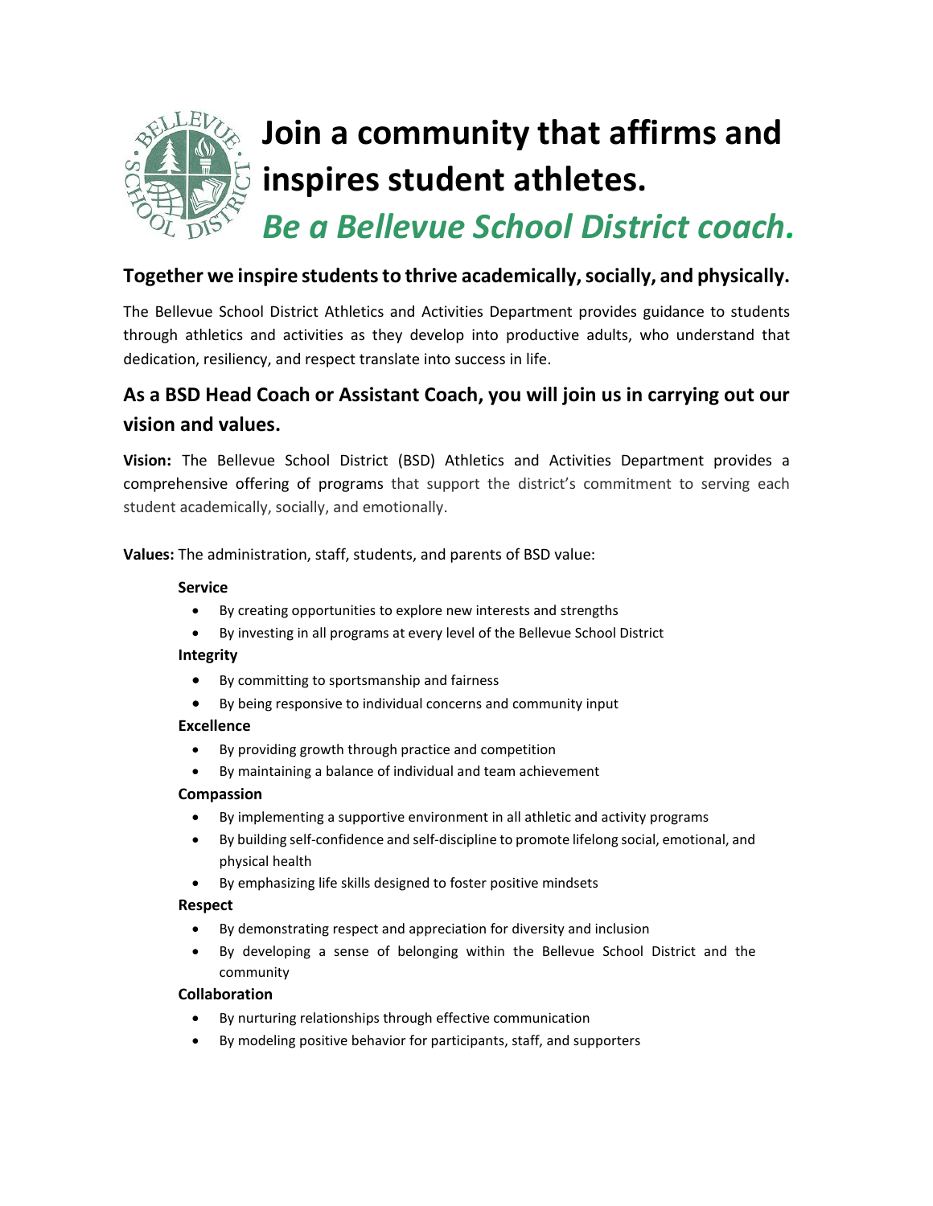# Join a community that affirms and inspires student athletes.

## *Be a Bellevue School District coach.*

### Together we inspire students to thrive academically, socially, and physically.

The Bellevue School District Athletics and Activities Department provides guidance to students through athletics and activities as they develop into productive adults, who understand that dedication, resiliency, and respect translate into success in life.

### As a BSD Head Coach or Assistant Coach, you will join us in carrying out our vision and values.

**Vision:** The Bellevue School District (BSD) Athletics and Activities Department provides a comprehensive offering of programs that support the district's commitment to serving each student academically, socially, and emotionally.

**Values:** The administration, staff, students, and parents of BSD value:

**Service**

- By creating opportunities to explore new interests and strengths
- By investing in all programs at every level of the Bellevue School District

**Integrity**

- By committing to sportsmanship and fairness
- By being responsive to individual concerns and community input

**Excellence**

- By providing growth through practice and competition
- By maintaining a balance of individual and team achievement

**Compassion**

- By implementing a supportive environment in all athletic and activity programs
- By building self-confidence and self-discipline to promote lifelong social, emotional, and physical health
- By emphasizing life skills designed to foster positive mindsets

**Respect**

- By demonstrating respect and appreciation for diversity and inclusion
- By developing a sense of belonging within the Bellevue School District and the community

**Collaboration**

- By nurturing relationships through effective communication
- By modeling positive behavior for participants, staff, and supporters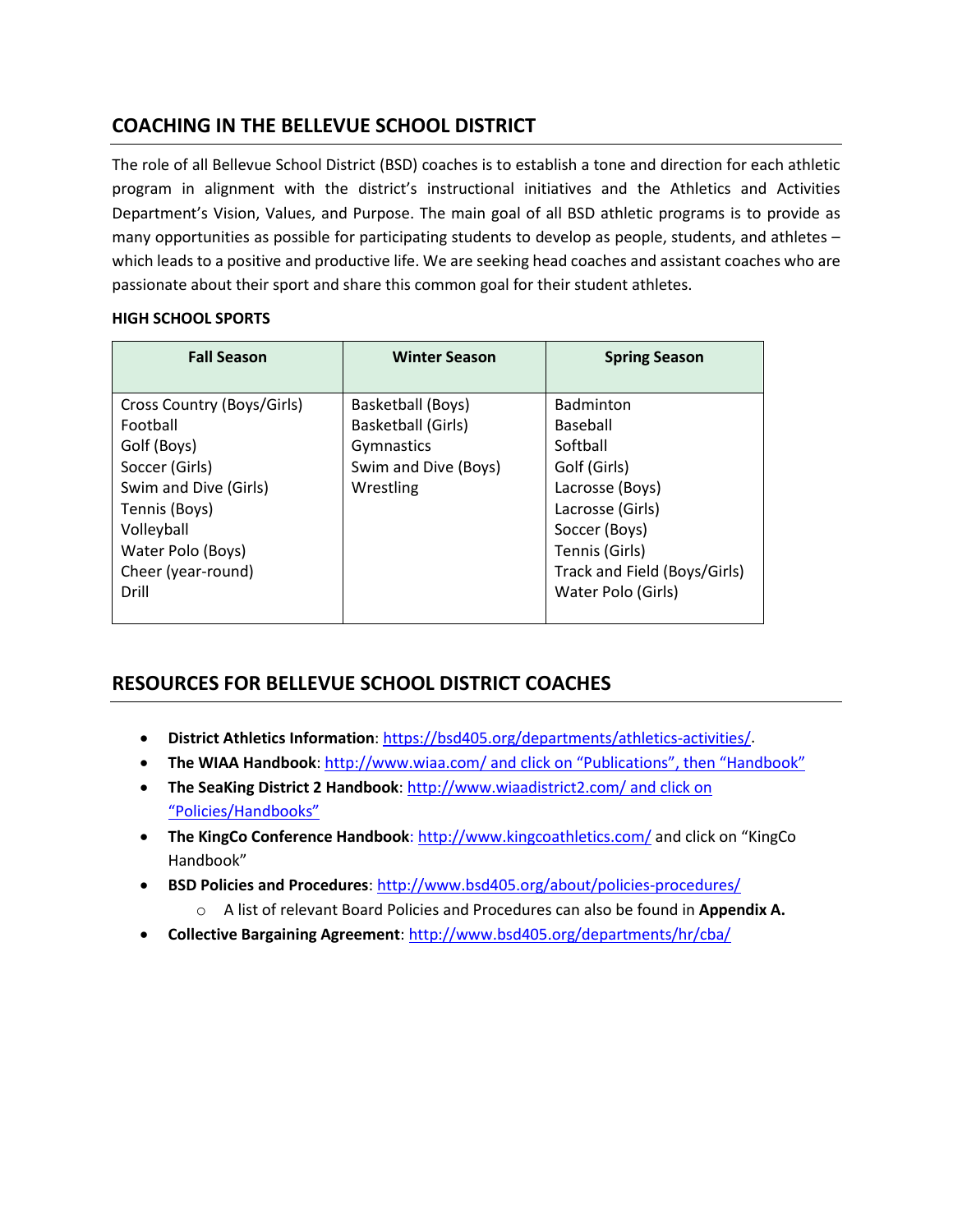## COACHING IN THE BELLEVUE SCHOOL DISTRICT

The role of all Bellevue School District (BSD) coaches is to establish a tone and direction for each athletic program in alignment with the district's instructional initiatives and the Athletics and Activities Department's Vision, Values, and Purpose. The main goal of all BSD athletic programs is to provide as many opportunities as possible for participating students to develop as people, students, and athletes – which leads to a positive and productive life. We are seeking head coaches and assistant coaches who are passionate about their sport and share this common goal for their student athletes.

**HIGH SCHOOL SPORTS**

| Fall Season | Winter Season | Spring Season |
|---|---|---|
| Cross Country (Boys/Girls) | Basketball (Boys) | Badminton |
| Football | Basketball (Girls) | Baseball |
| Golf (Boys) | Gymnastics | Softball |
| Soccer (Girls) | Swim and Dive (Boys) | Golf (Girls) |
| Swim and Dive (Girls) | Wrestling | Lacrosse (Boys) |
| Tennis (Boys) | | Lacrosse (Girls) |
| Volleyball | | Soccer (Boys) |
| Water Polo (Boys) | | Tennis (Girls) |
| Cheer (year-round) | | Track and Field (Boys/Girls) |
| Drill | | Water Polo (Girls) |

## RESOURCES FOR BELLEVUE SCHOOL DISTRICT COACHES

- **District Athletics Information**: https://bsd405.org/departments/athletics-activities/.
- **The WIAA Handbook**: http://www.wiaa.com/ and click on "Publications", then "Handbook"
- **The SeaKing District 2 Handbook**: http://www.wiaadistrict2.com/ and click on "Policies/Handbooks"
- **The KingCo Conference Handbook**: http://www.kingcoathletics.com/ and click on "KingCo Handbook"
- **BSD Policies and Procedures**: http://www.bsd405.org/about/policies-procedures/
  - A list of relevant Board Policies and Procedures can also be found in **Appendix A.**
- **Collective Bargaining Agreement**: http://www.bsd405.org/departments/hr/cba/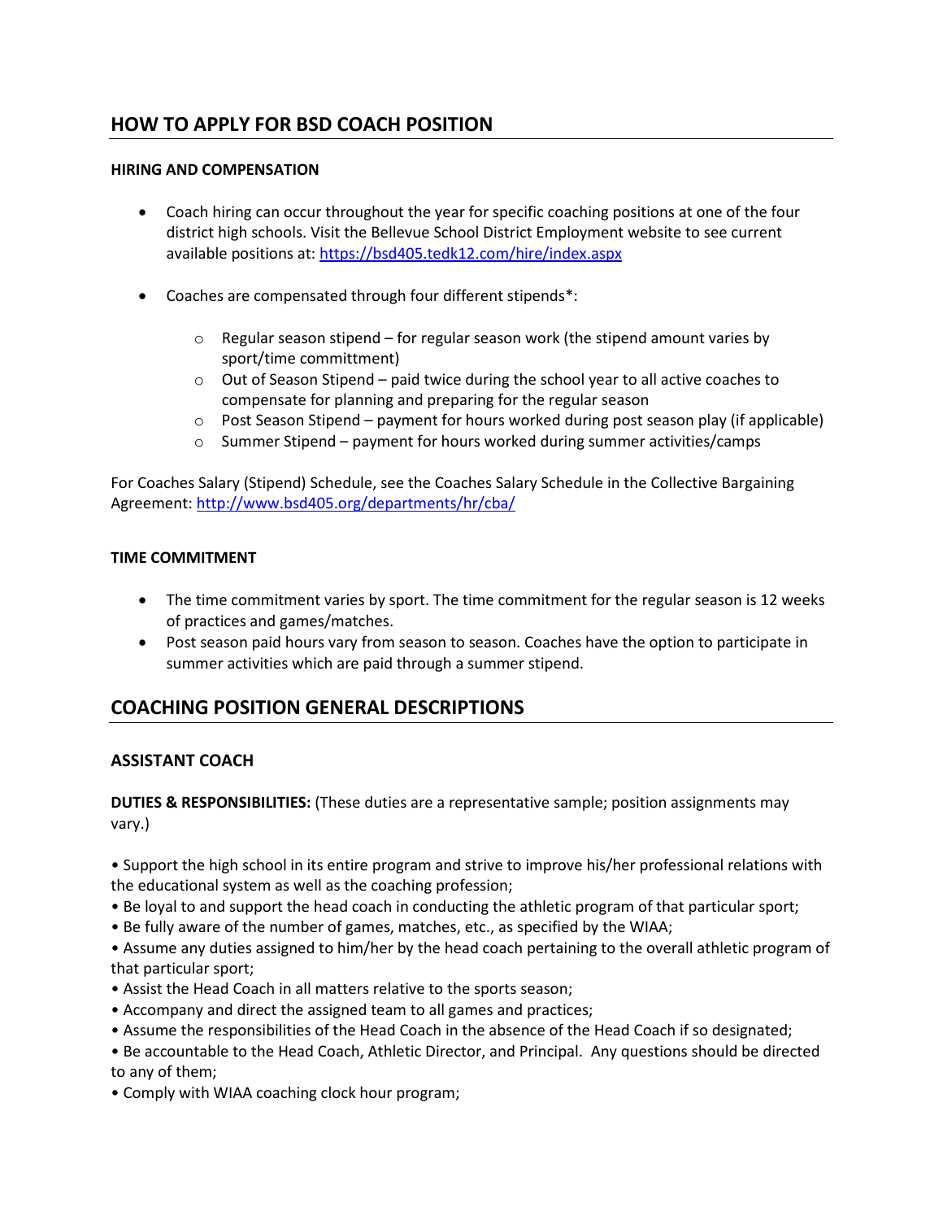## HOW TO APPLY FOR BSD COACH POSITION

**HIRING AND COMPENSATION**

- Coach hiring can occur throughout the year for specific coaching positions at one of the four district high schools. Visit the Bellevue School District Employment website to see current available positions at: https://bsd405.tedk12.com/hire/index.aspx

- Coaches are compensated through four different stipends*:
  - Regular season stipend – for regular season work (the stipend amount varies by sport/time committment)
  - Out of Season Stipend – paid twice during the school year to all active coaches to compensate for planning and preparing for the regular season
  - Post Season Stipend – payment for hours worked during post season play (if applicable)
  - Summer Stipend – payment for hours worked during summer activities/camps

For Coaches Salary (Stipend) Schedule, see the Coaches Salary Schedule in the Collective Bargaining Agreement: http://www.bsd405.org/departments/hr/cba/

**TIME COMMITMENT**

- The time commitment varies by sport. The time commitment for the regular season is 12 weeks of practices and games/matches.
- Post season paid hours vary from season to season. Coaches have the option to participate in summer activities which are paid through a summer stipend.

## COACHING POSITION GENERAL DESCRIPTIONS

### ASSISTANT COACH

**DUTIES & RESPONSIBILITIES:** (These duties are a representative sample; position assignments may vary.)

• Support the high school in its entire program and strive to improve his/her professional relations with the educational system as well as the coaching profession;
• Be loyal to and support the head coach in conducting the athletic program of that particular sport;
• Be fully aware of the number of games, matches, etc., as specified by the WIAA;
• Assume any duties assigned to him/her by the head coach pertaining to the overall athletic program of that particular sport;
• Assist the Head Coach in all matters relative to the sports season;
• Accompany and direct the assigned team to all games and practices;
• Assume the responsibilities of the Head Coach in the absence of the Head Coach if so designated;
• Be accountable to the Head Coach, Athletic Director, and Principal. Any questions should be directed to any of them;
• Comply with WIAA coaching clock hour program;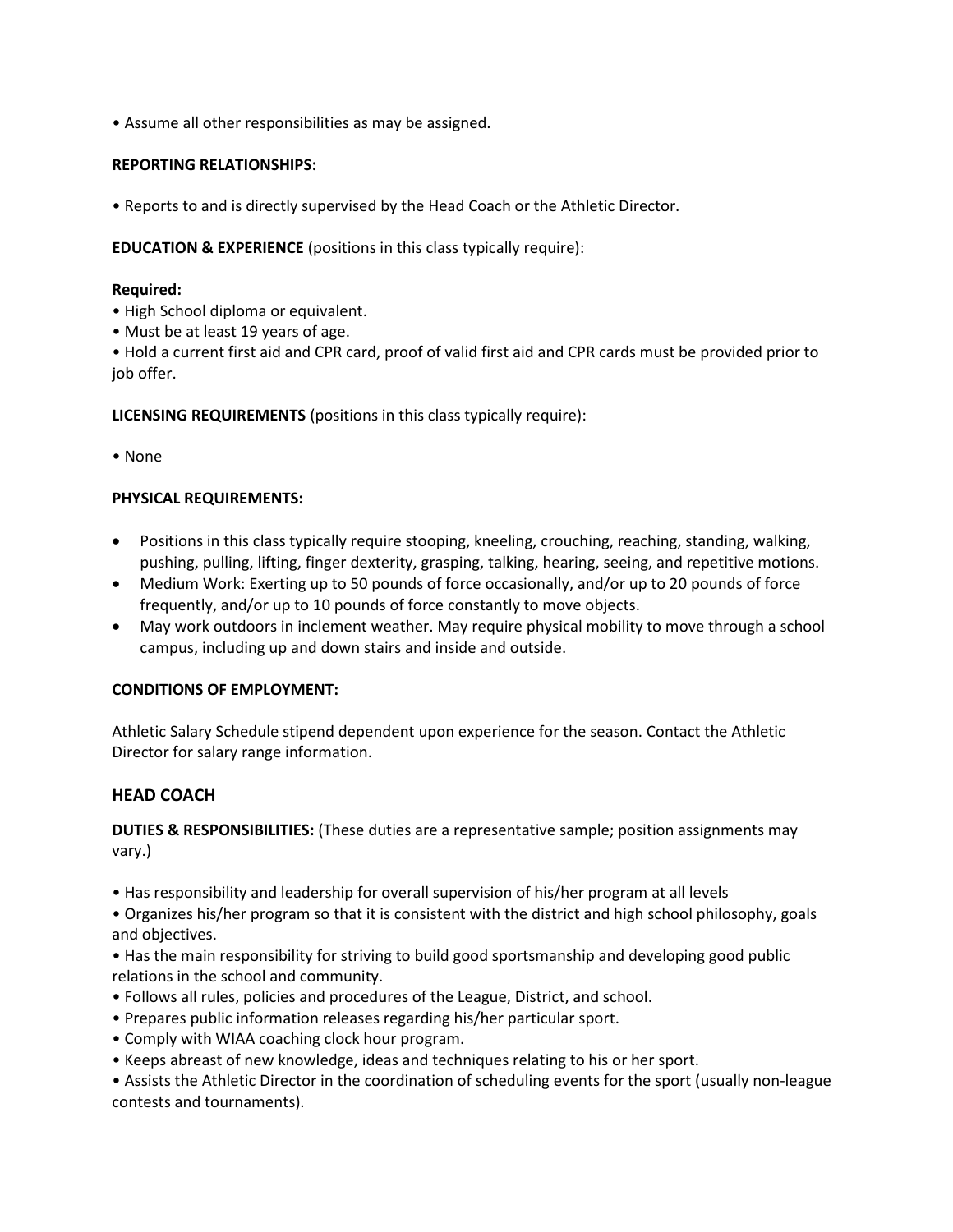• Assume all other responsibilities as may be assigned.

**REPORTING RELATIONSHIPS:**

• Reports to and is directly supervised by the Head Coach or the Athletic Director.

**EDUCATION & EXPERIENCE** (positions in this class typically require):

**Required:**

• High School diploma or equivalent.
• Must be at least 19 years of age.
• Hold a current first aid and CPR card, proof of valid first aid and CPR cards must be provided prior to job offer.

**LICENSING REQUIREMENTS** (positions in this class typically require):

• None

**PHYSICAL REQUIREMENTS:**

- Positions in this class typically require stooping, kneeling, crouching, reaching, standing, walking, pushing, pulling, lifting, finger dexterity, grasping, talking, hearing, seeing, and repetitive motions.
- Medium Work: Exerting up to 50 pounds of force occasionally, and/or up to 20 pounds of force frequently, and/or up to 10 pounds of force constantly to move objects.
- May work outdoors in inclement weather. May require physical mobility to move through a school campus, including up and down stairs and inside and outside.

**CONDITIONS OF EMPLOYMENT:**

Athletic Salary Schedule stipend dependent upon experience for the season. Contact the Athletic Director for salary range information.

## HEAD COACH

**DUTIES & RESPONSIBILITIES:** (These duties are a representative sample; position assignments may vary.)

• Has responsibility and leadership for overall supervision of his/her program at all levels
• Organizes his/her program so that it is consistent with the district and high school philosophy, goals and objectives.
• Has the main responsibility for striving to build good sportsmanship and developing good public relations in the school and community.
• Follows all rules, policies and procedures of the League, District, and school.
• Prepares public information releases regarding his/her particular sport.
• Comply with WIAA coaching clock hour program.
• Keeps abreast of new knowledge, ideas and techniques relating to his or her sport.
• Assists the Athletic Director in the coordination of scheduling events for the sport (usually non-league contests and tournaments).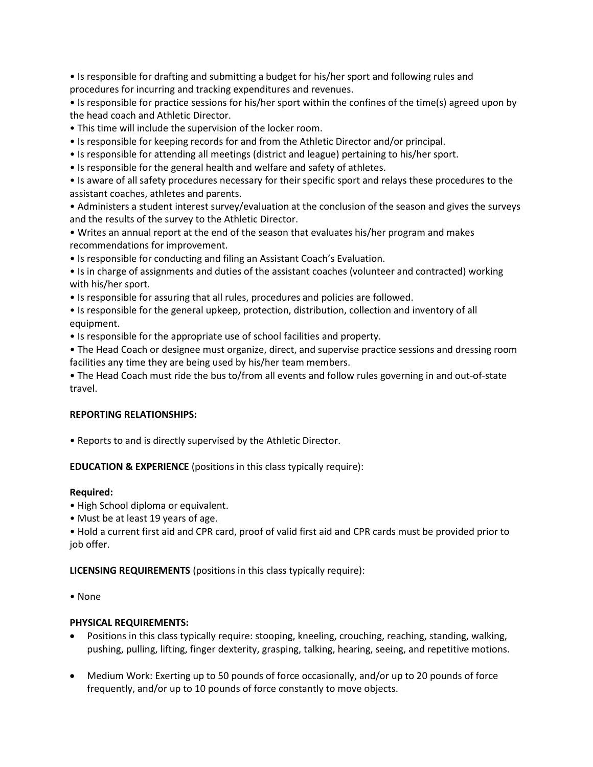- Is responsible for drafting and submitting a budget for his/her sport and following rules and procedures for incurring and tracking expenditures and revenues.
- Is responsible for practice sessions for his/her sport within the confines of the time(s) agreed upon by the head coach and Athletic Director.
- This time will include the supervision of the locker room.
- Is responsible for keeping records for and from the Athletic Director and/or principal.
- Is responsible for attending all meetings (district and league) pertaining to his/her sport.
- Is responsible for the general health and welfare and safety of athletes.
- Is aware of all safety procedures necessary for their specific sport and relays these procedures to the assistant coaches, athletes and parents.
- Administers a student interest survey/evaluation at the conclusion of the season and gives the surveys and the results of the survey to the Athletic Director.
- Writes an annual report at the end of the season that evaluates his/her program and makes recommendations for improvement.
- Is responsible for conducting and filing an Assistant Coach's Evaluation.
- Is in charge of assignments and duties of the assistant coaches (volunteer and contracted) working with his/her sport.
- Is responsible for assuring that all rules, procedures and policies are followed.
- Is responsible for the general upkeep, protection, distribution, collection and inventory of all equipment.
- Is responsible for the appropriate use of school facilities and property.
- The Head Coach or designee must organize, direct, and supervise practice sessions and dressing room facilities any time they are being used by his/her team members.
- The Head Coach must ride the bus to/from all events and follow rules governing in and out-of-state travel.

**REPORTING RELATIONSHIPS:**

- Reports to and is directly supervised by the Athletic Director.

**EDUCATION & EXPERIENCE** (positions in this class typically require):

**Required:**

- High School diploma or equivalent.
- Must be at least 19 years of age.
- Hold a current first aid and CPR card, proof of valid first aid and CPR cards must be provided prior to job offer.

**LICENSING REQUIREMENTS** (positions in this class typically require):

- None

**PHYSICAL REQUIREMENTS:**

- Positions in this class typically require: stooping, kneeling, crouching, reaching, standing, walking, pushing, pulling, lifting, finger dexterity, grasping, talking, hearing, seeing, and repetitive motions.
- Medium Work: Exerting up to 50 pounds of force occasionally, and/or up to 20 pounds of force frequently, and/or up to 10 pounds of force constantly to move objects.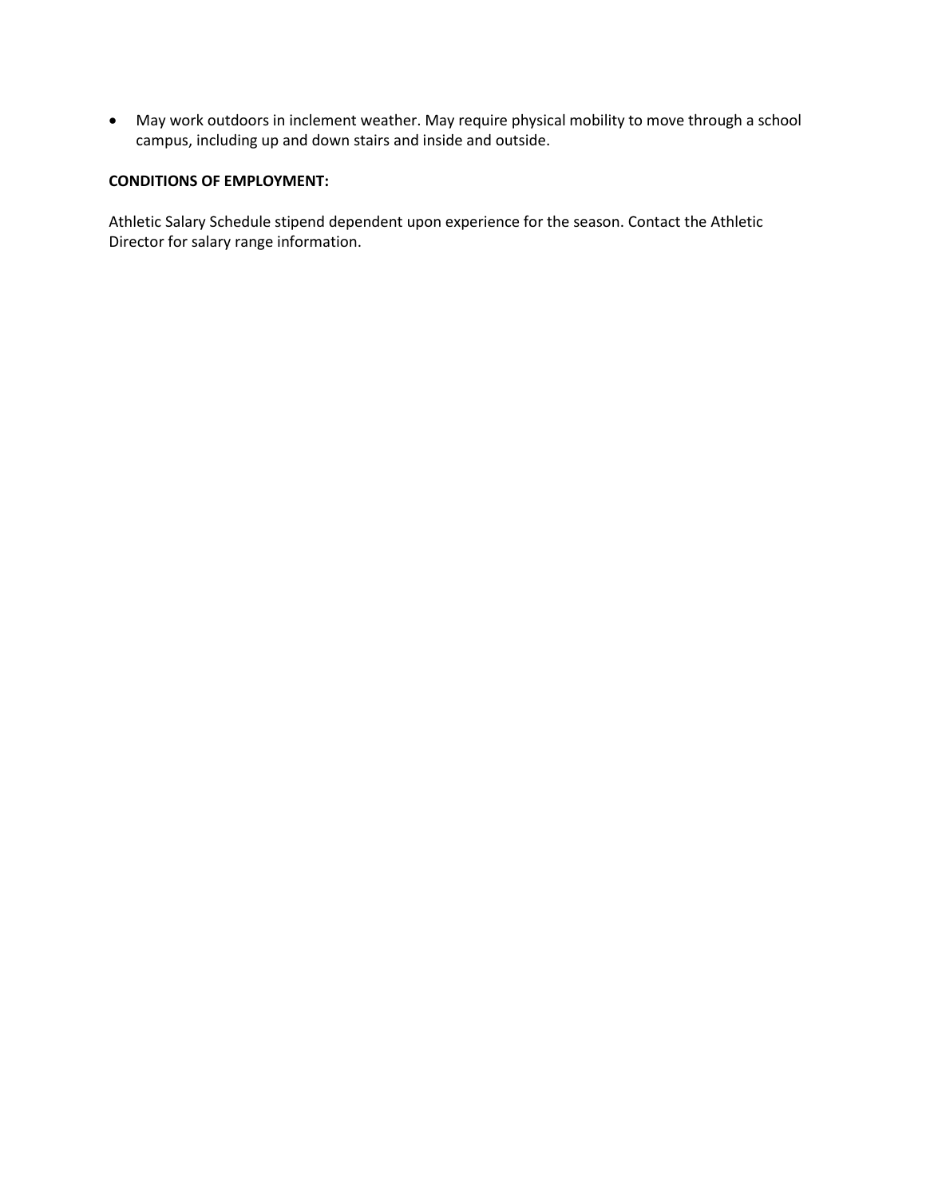- May work outdoors in inclement weather. May require physical mobility to move through a school campus, including up and down stairs and inside and outside.

**CONDITIONS OF EMPLOYMENT:**

Athletic Salary Schedule stipend dependent upon experience for the season. Contact the Athletic Director for salary range information.